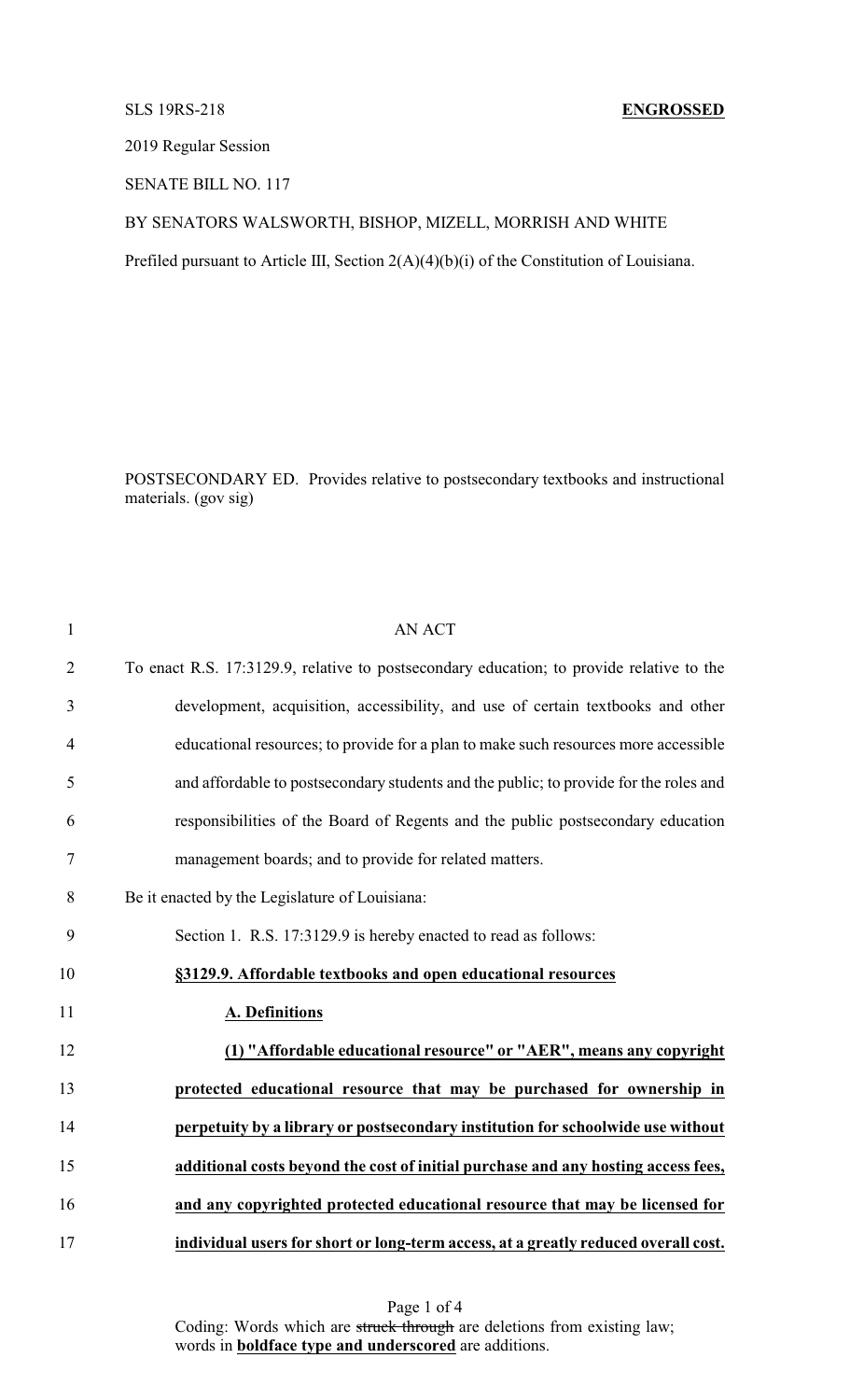SLS 19RS-218 **ENGROSSED**

2019 Regular Session

SENATE BILL NO. 117

BY SENATORS WALSWORTH, BISHOP, MIZELL, MORRISH AND WHITE

Prefiled pursuant to Article III, Section 2(A)(4)(b)(i) of the Constitution of Louisiana.

POSTSECONDARY ED. Provides relative to postsecondary textbooks and instructional materials. (gov sig)

AN ACT

To enact R.S. 17:3129.9, relative to postsecondary education; to provide relative to the development, acquisition, accessibility, and use of certain textbooks and other educational resources; to provide for a plan to make such resources more accessible and affordable to postsecondary students and the public; to provide for the roles and responsibilities of the Board of Regents and the public postsecondary education management boards; and to provide for related matters.

Be it enacted by the Legislature of Louisiana:

Section 1. R.S. 17:3129.9 is hereby enacted to read as follows:

**§3129.9. Affordable textbooks and open educational resources**

**A. Definitions**

**(1) "Affordable educational resource" or "AER", means any copyright protected educational resource that may be purchased for ownership in perpetuity by a library or postsecondary institution for schoolwide use without additional costs beyond the cost of initial purchase and any hosting access fees, and any copyrighted protected educational resource that may be licensed for individual users for short or long-term access, at a greatly reduced overall cost.**

Coding: Words which are ~~struck through~~ are deletions from existing law; words in **boldface type and underscored** are additions.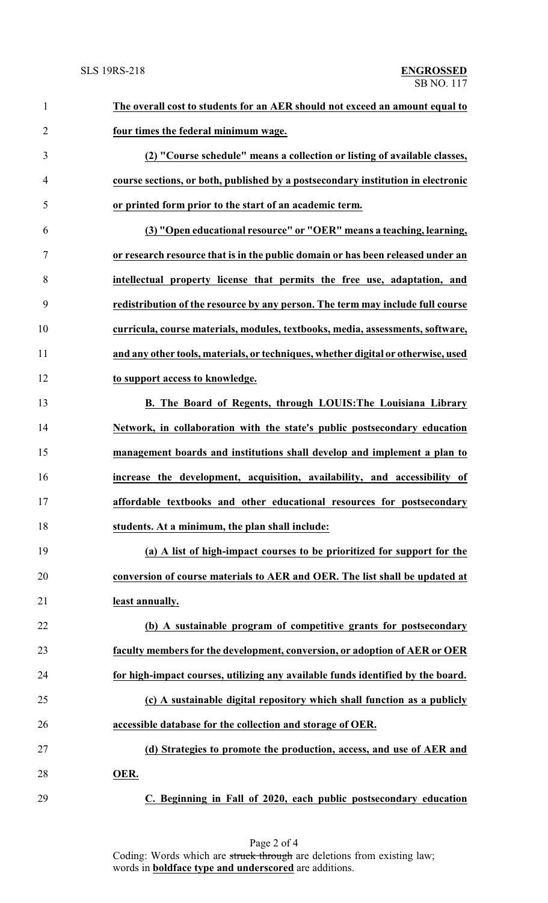**The overall cost to students for an AER should not exceed an amount equal to four times the federal minimum wage.**

**(2) "Course schedule" means a collection or listing of available classes, course sections, or both, published by a postsecondary institution in electronic or printed form prior to the start of an academic term.**

**(3) "Open educational resource" or "OER" means a teaching, learning, or research resource that is in the public domain or has been released under an intellectual property license that permits the free use, adaptation, and redistribution of the resource by any person. The term may include full course curricula, course materials, modules, textbooks, media, assessments, software, and any other tools, materials, or techniques, whether digital or otherwise, used to support access to knowledge.**

**B. The Board of Regents, through LOUIS:The Louisiana Library Network, in collaboration with the state's public postsecondary education management boards and institutions shall develop and implement a plan to increase the development, acquisition, availability, and accessibility of affordable textbooks and other educational resources for postsecondary students. At a minimum, the plan shall include:**

**(a) A list of high-impact courses to be prioritized for support for the conversion of course materials to AER and OER. The list shall be updated at least annually.**

**(b) A sustainable program of competitive grants for postsecondary faculty members for the development, conversion, or adoption of AER or OER for high-impact courses, utilizing any available funds identified by the board.**

**(c) A sustainable digital repository which shall function as a publicly accessible database for the collection and storage of OER.**

**(d) Strategies to promote the production, access, and use of AER and OER.**

**C. Beginning in Fall of 2020, each public postsecondary education**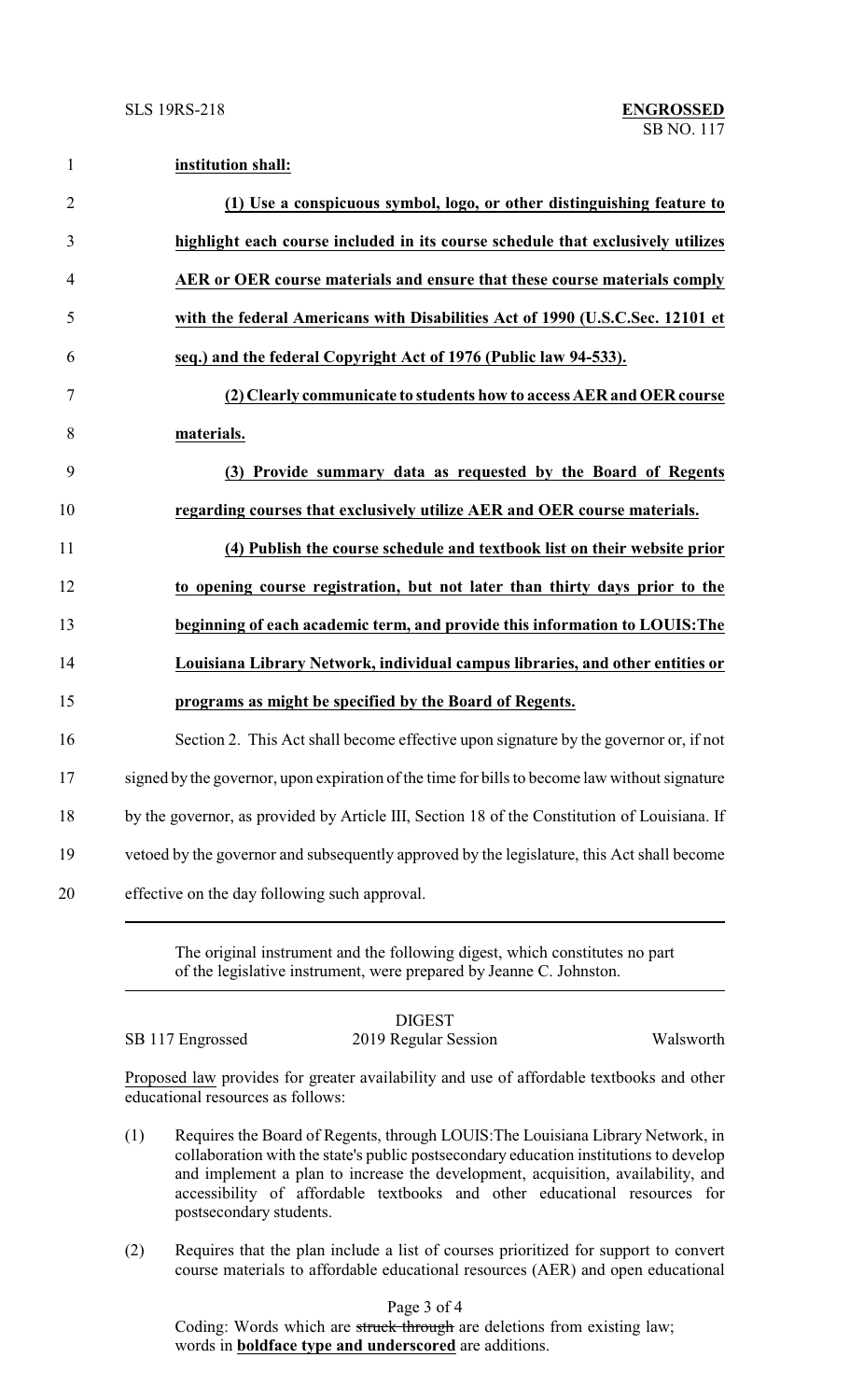**institution shall:**

**(1) Use a conspicuous symbol, logo, or other distinguishing feature to highlight each course included in its course schedule that exclusively utilizes AER or OER course materials and ensure that these course materials comply with the federal Americans with Disabilities Act of 1990 (U.S.C.Sec. 12101 et seq.) and the federal Copyright Act of 1976 (Public law 94-533).**

**(2) Clearly communicate to students how to access AER and OER course materials.**

**(3) Provide summary data as requested by the Board of Regents regarding courses that exclusively utilize AER and OER course materials.**

**(4) Publish the course schedule and textbook list on their website prior to opening course registration, but not later than thirty days prior to the beginning of each academic term, and provide this information to LOUIS:The Louisiana Library Network, individual campus libraries, and other entities or programs as might be specified by the Board of Regents.**

Section 2. This Act shall become effective upon signature by the governor or, if not signed by the governor, upon expiration of the time for bills to become law without signature by the governor, as provided by Article III, Section 18 of the Constitution of Louisiana. If vetoed by the governor and subsequently approved by the legislature, this Act shall become effective on the day following such approval.

---

The original instrument and the following digest, which constitutes no part of the legislative instrument, were prepared by Jeanne C. Johnston.

DIGEST

SB 117 Engrossed — 2019 Regular Session — Walsworth

Proposed law provides for greater availability and use of affordable textbooks and other educational resources as follows:

(1) Requires the Board of Regents, through LOUIS:The Louisiana Library Network, in collaboration with the state's public postsecondary education institutions to develop and implement a plan to increase the development, acquisition, availability, and accessibility of affordable textbooks and other educational resources for postsecondary students.

(2) Requires that the plan include a list of courses prioritized for support to convert course materials to affordable educational resources (AER) and open educational

Coding: Words which are ~~struck through~~ are deletions from existing law; words in **boldface type and underscored** are additions.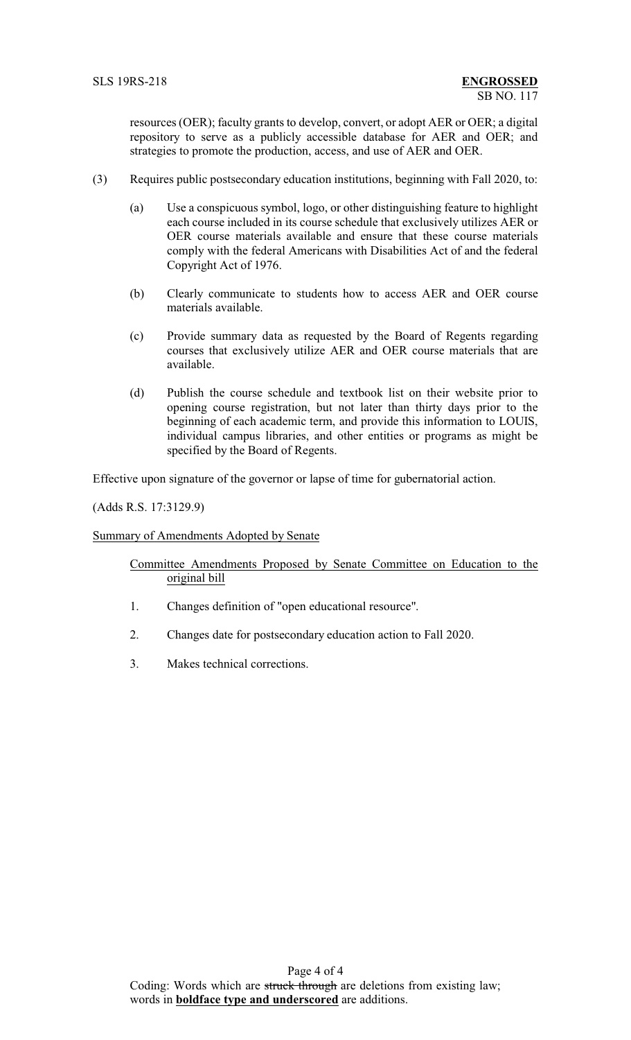resources (OER); faculty grants to develop, convert, or adopt AER or OER; a digital repository to serve as a publicly accessible database for AER and OER; and strategies to promote the production, access, and use of AER and OER.

(3) Requires public postsecondary education institutions, beginning with Fall 2020, to:

(a) Use a conspicuous symbol, logo, or other distinguishing feature to highlight each course included in its course schedule that exclusively utilizes AER or OER course materials available and ensure that these course materials comply with the federal Americans with Disabilities Act of and the federal Copyright Act of 1976.

(b) Clearly communicate to students how to access AER and OER course materials available.

(c) Provide summary data as requested by the Board of Regents regarding courses that exclusively utilize AER and OER course materials that are available.

(d) Publish the course schedule and textbook list on their website prior to opening course registration, but not later than thirty days prior to the beginning of each academic term, and provide this information to LOUIS, individual campus libraries, and other entities or programs as might be specified by the Board of Regents.

Effective upon signature of the governor or lapse of time for gubernatorial action.

(Adds R.S. 17:3129.9)

Summary of Amendments Adopted by Senate

Committee Amendments Proposed by Senate Committee on Education to the original bill

1. Changes definition of "open educational resource".

2. Changes date for postsecondary education action to Fall 2020.

3. Makes technical corrections.

Coding: Words which are ~~struck through~~ are deletions from existing law; words in **boldface type and underscored** are additions.